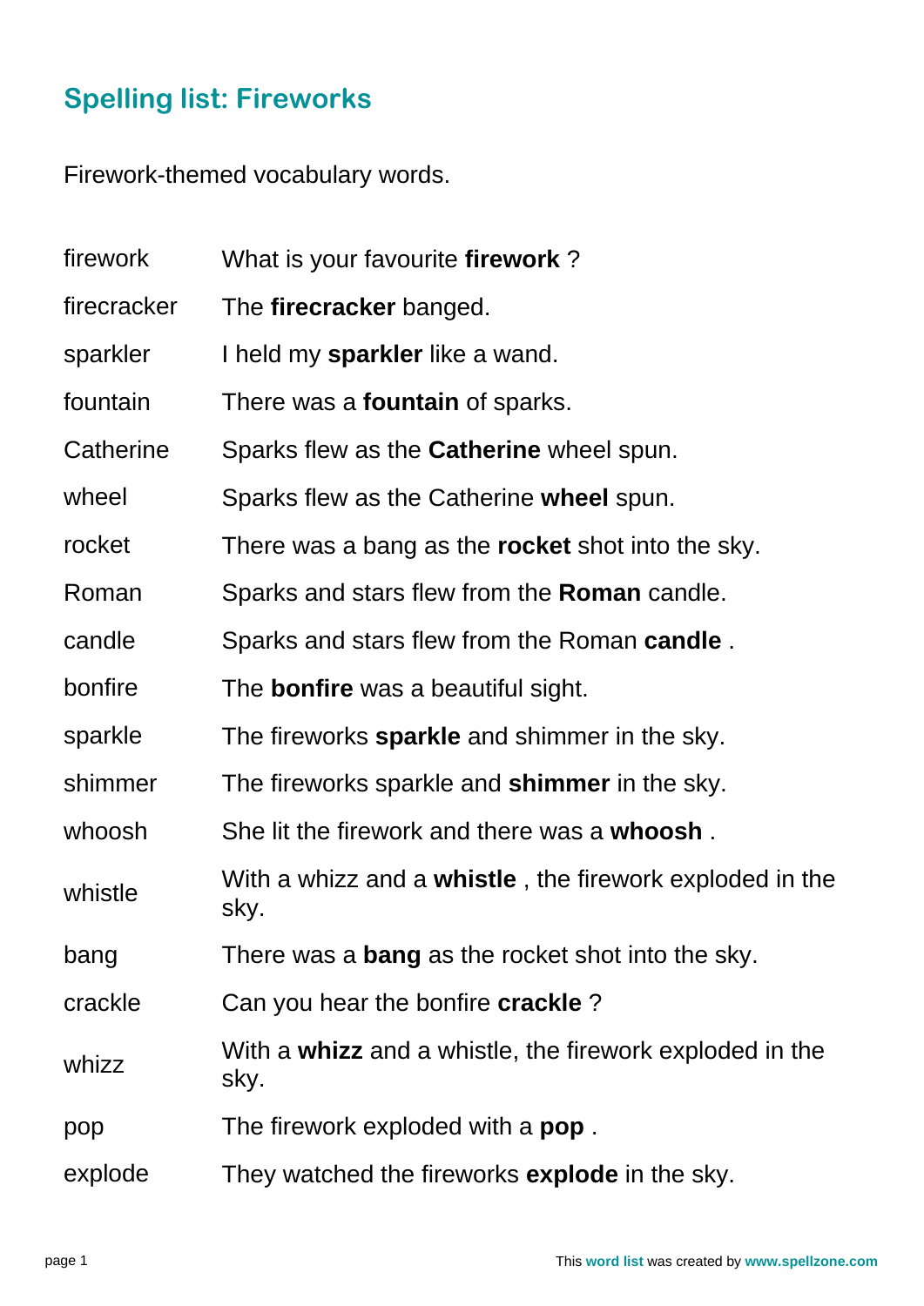## Spelling list: Fireworks

Firework-themed vocabulary words.

| | |
|---|---|
| firework | What is your favourite **firework** ? |
| firecracker | The **firecracker** banged. |
| sparkler | I held my **sparkler** like a wand. |
| fountain | There was a **fountain** of sparks. |
| Catherine | Sparks flew as the **Catherine** wheel spun. |
| wheel | Sparks flew as the Catherine **wheel** spun. |
| rocket | There was a bang as the **rocket** shot into the sky. |
| Roman | Sparks and stars flew from the **Roman** candle. |
| candle | Sparks and stars flew from the Roman **candle** . |
| bonfire | The **bonfire** was a beautiful sight. |
| sparkle | The fireworks **sparkle** and shimmer in the sky. |
| shimmer | The fireworks sparkle and **shimmer** in the sky. |
| whoosh | She lit the firework and there was a **whoosh** . |
| whistle | With a whizz and a **whistle** , the firework exploded in the sky. |
| bang | There was a **bang** as the rocket shot into the sky. |
| crackle | Can you hear the bonfire **crackle** ? |
| whizz | With a **whizz** and a whistle, the firework exploded in the sky. |
| pop | The firework exploded with a **pop** . |
| explode | They watched the fireworks **explode** in the sky. |

This **word list** was created by **www.spellzone.com**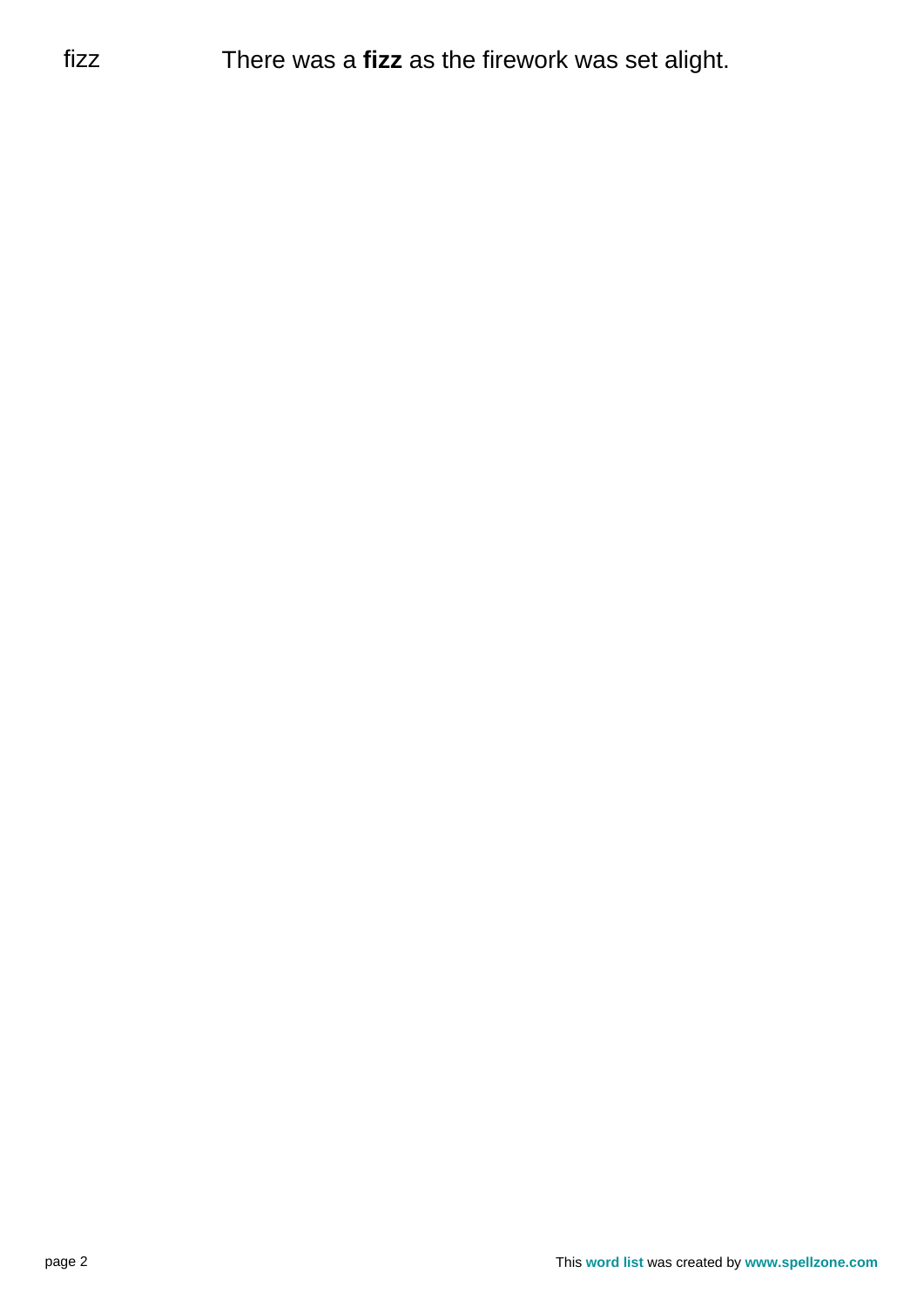| | |
|---|---|
| fizz | There was a **fizz** as the firework was set alight. |